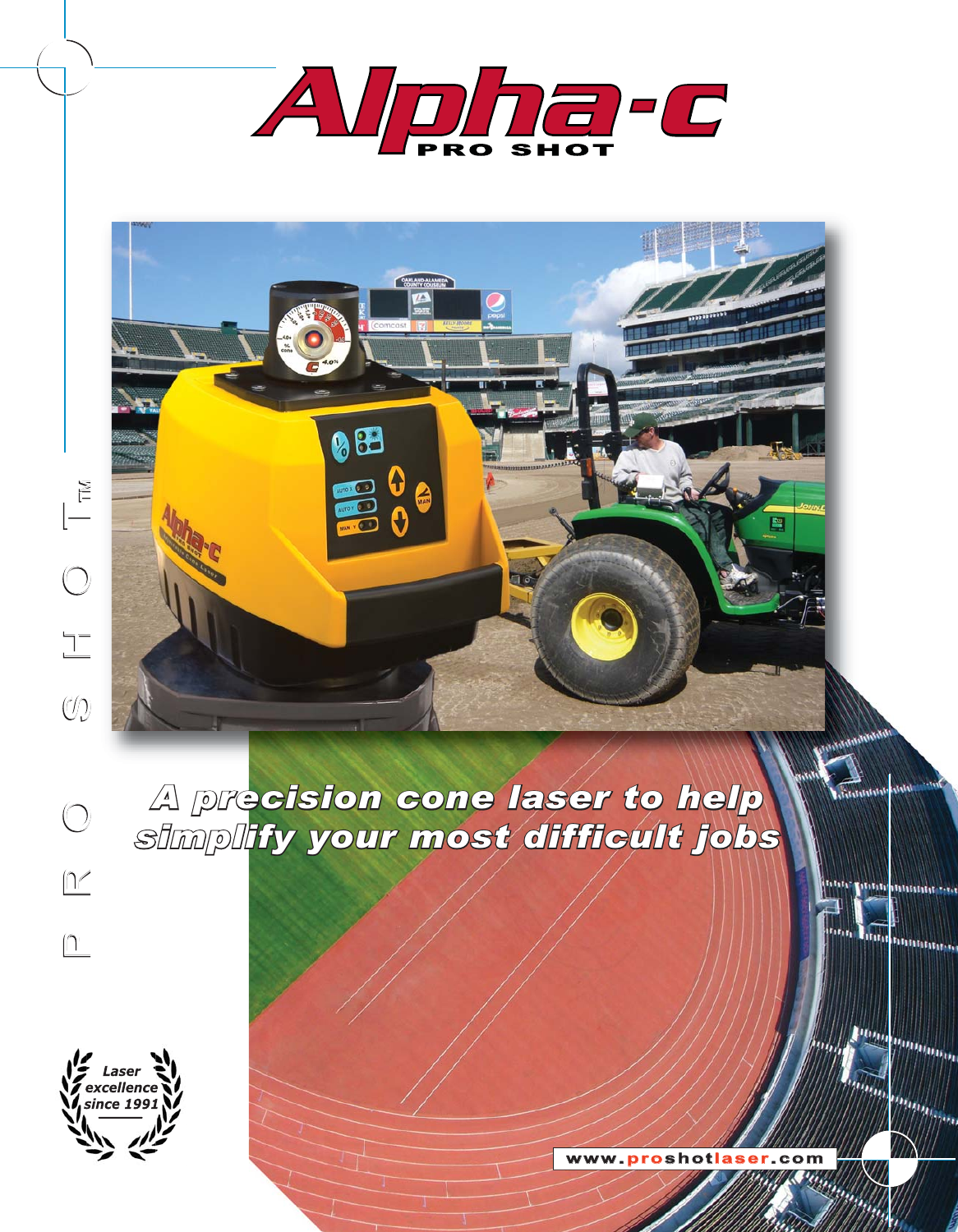# Alpha-c

PRO SHOT

PRO SHOT™

*A precision cone laser to help simplify your most difficult jobs*

*Laser excellence since 1991*

www.proshotlaser.com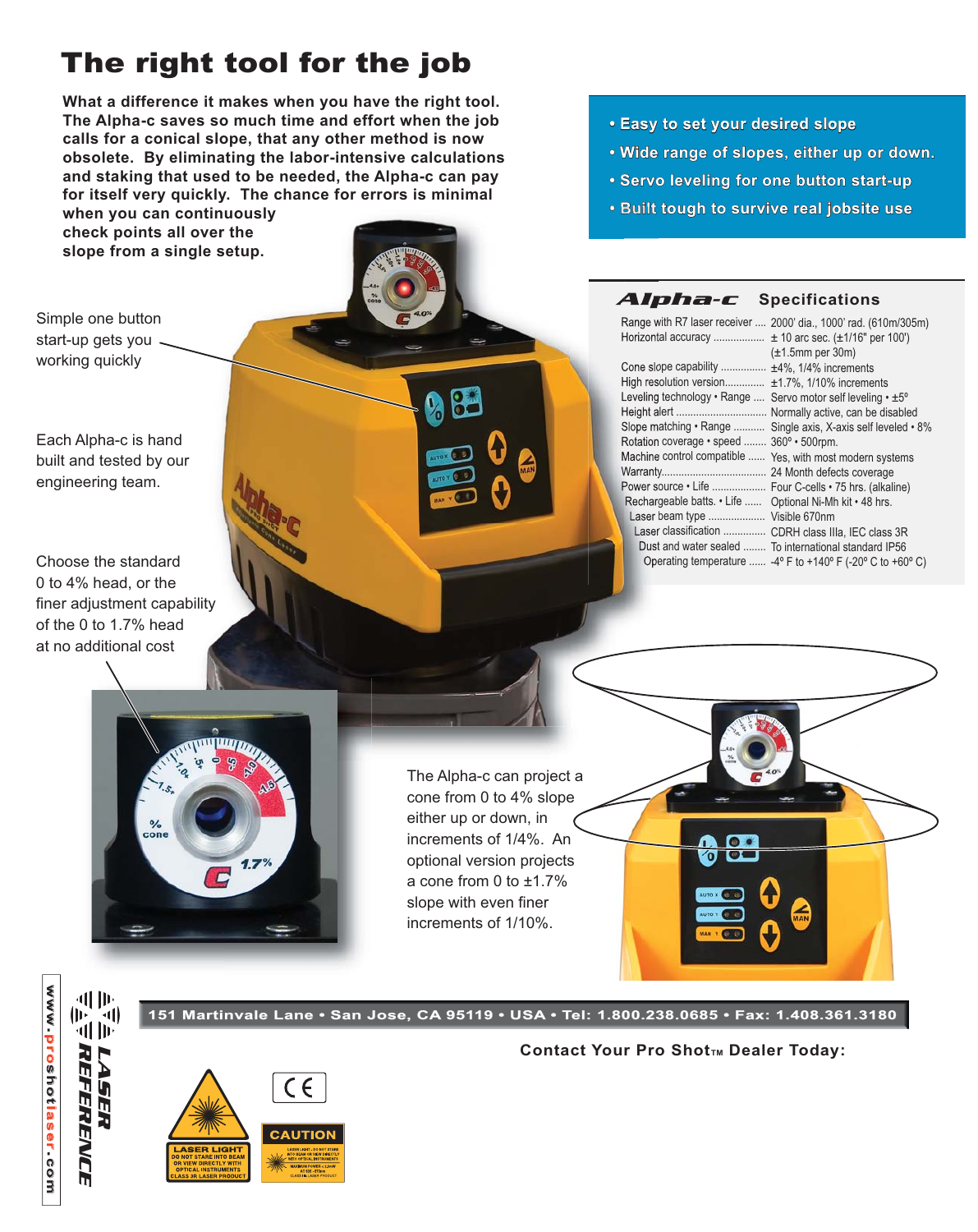# The right tool for the job

**What a difference it makes when you have the right tool. The Alpha-c saves so much time and effort when the job calls for a conical slope, that any other method is now obsolete. By eliminating the labor-intensive calculations and staking that used to be needed, the Alpha-c can pay for itself very quickly. The chance for errors is minimal when you can continuously check points all over the slope from a single setup.**

- **Easy to set your desired slope**
- **Wide range of slopes, either up or down.**
- **Servo leveling for one button start-up**
- **Built tough to survive real jobsite use**

Simple one button start-up gets you working quickly

Each Alpha-c is hand built and tested by our engineering team.

Choose the standard 0 to 4% head, or the finer adjustment capability of the 0 to 1.7% head at no additional cost

## Alpha-c Specifications

| | |
|---|---|
| Range with R7 laser receiver | 2000' dia., 1000' rad. (610m/305m) |
| Horizontal accuracy | ± 10 arc sec. (±1/16" per 100') (±1.5mm per 30m) |
| Cone slope capability | ±4%, 1/4% increments |
| High resolution version | ±1.7%, 1/10% increments |
| Leveling technology • Range | Servo motor self leveling • ±5° |
| Height alert | Normally active, can be disabled |
| Slope matching • Range | Single axis, X-axis self leveled • 8% |
| Rotation coverage • speed | 360° • 500rpm. |
| Machine control compatible | Yes, with most modern systems |
| Warranty | 24 Month defects coverage |
| Power source • Life | Four C-cells • 75 hrs. (alkaline) |
| Rechargeable batts. • Life | Optional Ni-Mh kit • 48 hrs. |
| Laser beam type | Visible 670nm |
| Laser classification | CDRH class IIIa, IEC class 3R |
| Dust and water sealed | To international standard IP56 |
| Operating temperature | -4° F to +140° F (-20° C to +60° C) |

The Alpha-c can project a cone from 0 to 4% slope either up or down, in increments of 1/4%. An optional version projects a cone from 0 to ±1.7% slope with even finer increments of 1/10%.

151 Martinvale Lane • San Jose, CA 95119 • USA • Tel: 1.800.238.0685 • Fax: 1.408.361.3180

**Contact Your Pro Shot™ Dealer Today:**

www.proshotlaser.com

LASER REFERENCE

LASER LIGHT DO NOT STARE INTO BEAM OR VIEW DIRECTLY WITH OPTICAL INSTRUMENTS CLASS 3R LASER PRODUCT

CAUTION